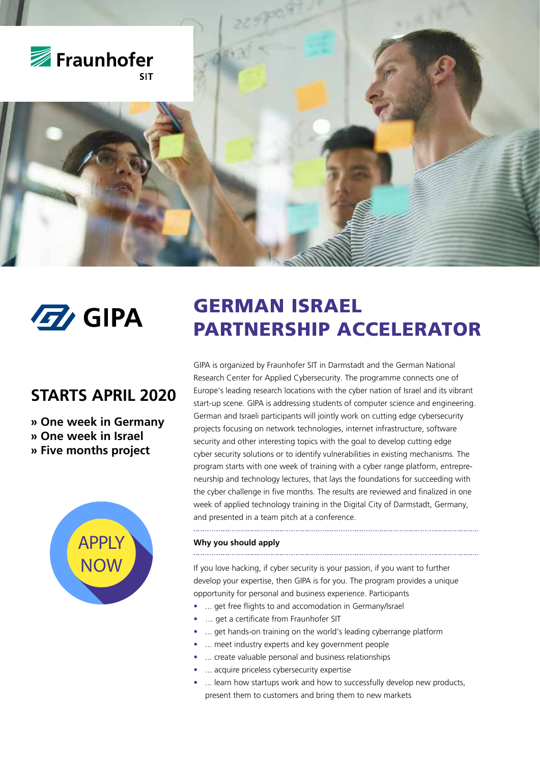Fraunhofer SIT

GIPA

# GERMAN ISRAEL PARTNERSHIP ACCELERATOR

## STARTS APRIL 2020

**» One week in Germany**
**» One week in Israel**
**» Five months project**

APPLY NOW

GIPA is organized by Fraunhofer SIT in Darmstadt and the German National Research Center for Applied Cybersecurity. The programme connects one of Europe's leading research locations with the cyber nation of Israel and its vibrant start-up scene. GIPA is addressing students of computer science and engineering. German and Israeli participants will jointly work on cutting edge cybersecurity projects focusing on network technologies, internet infrastructure, software security and other interesting topics with the goal to develop cutting edge cyber security solutions or to identify vulnerabilities in existing mechanisms. The program starts with one week of training with a cyber range platform, entrepreneurship and technology lectures, that lays the foundations for succeeding with the cyber challenge in five months. The results are reviewed and finalized in one week of applied technology training in the Digital City of Darmstadt, Germany, and presented in a team pitch at a conference.

### Why you should apply

If you love hacking, if cyber security is your passion, if you want to further develop your expertise, then GIPA is for you. The program provides a unique opportunity for personal and business experience. Participants

- ... get free flights to and accomodation in Germany/Israel
- … get a certificate from Fraunhofer SIT
- ... get hands-on training on the world's leading cyberrange platform
- ... meet industry experts and key government people
- ... create valuable personal and business relationships
- ... acquire priceless cybersecurity expertise
- ... learn how startups work and how to successfully develop new products, present them to customers and bring them to new markets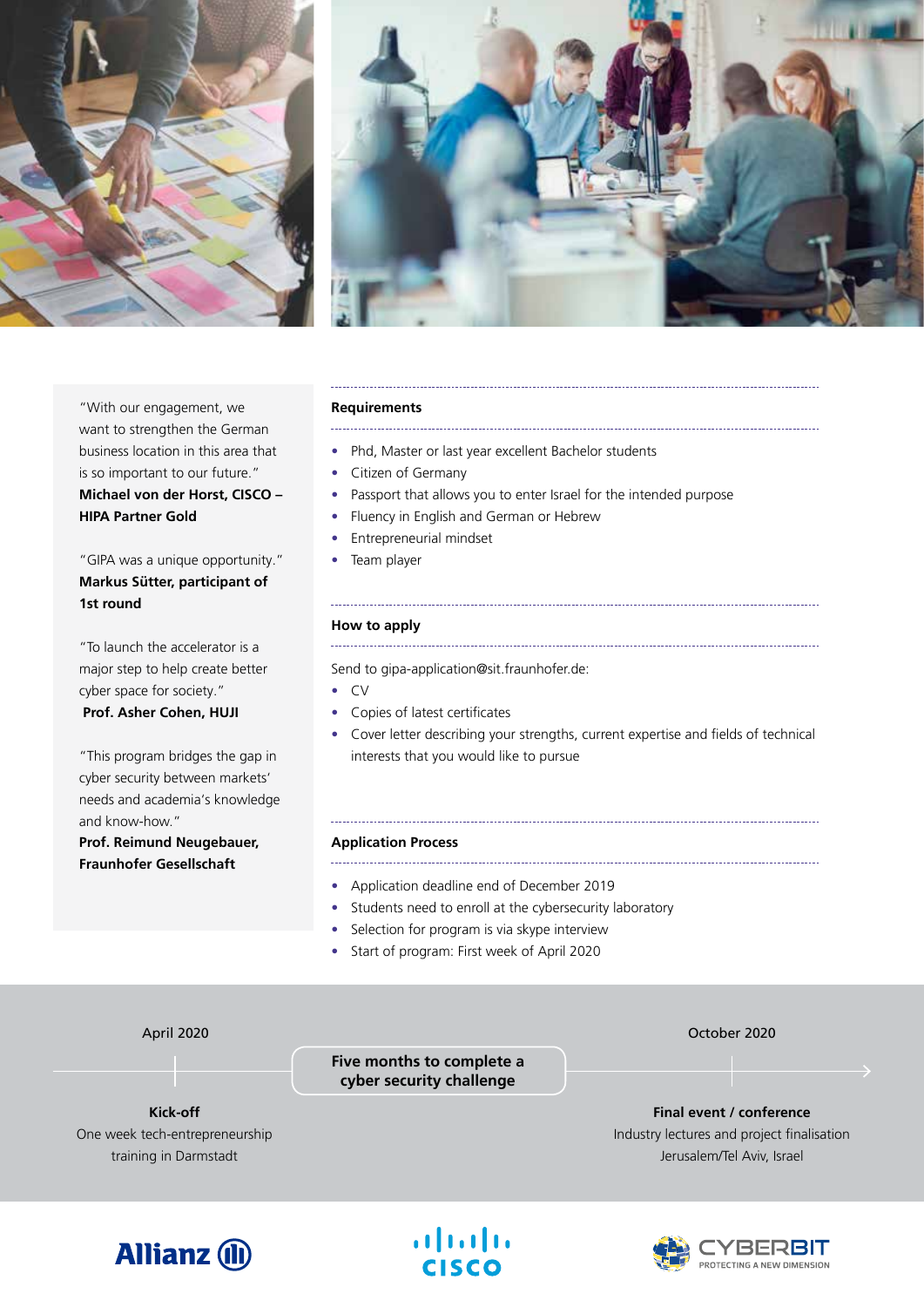"With our engagement, we want to strengthen the German business location in this area that is so important to our future."
**Michael von der Horst, CISCO – HIPA Partner Gold**

"GIPA was a unique opportunity."
**Markus Sütter, participant of 1st round**

"To launch the accelerator is a major step to help create better cyber space for society."
**Prof. Asher Cohen, HUJI**

"This program bridges the gap in cyber security between markets' needs and academia's knowledge and know-how."
**Prof. Reimund Neugebauer, Fraunhofer Gesellschaft**

## Requirements

- Phd, Master or last year excellent Bachelor students
- Citizen of Germany
- Passport that allows you to enter Israel for the intended purpose
- Fluency in English and German or Hebrew
- Entrepreneurial mindset
- Team player

## How to apply

Send to gipa-application@sit.fraunhofer.de:

- CV
- Copies of latest certificates
- Cover letter describing your strengths, current expertise and fields of technical interests that you would like to pursue

## Application Process

- Application deadline end of December 2019
- Students need to enroll at the cybersecurity laboratory
- Selection for program is via skype interview
- Start of program: First week of April 2020

April 2020

**Kick-off**
One week tech-entrepreneurship training in Darmstadt

**Five months to complete a cyber security challenge**

October 2020

**Final event / conference**
Industry lectures and project finalisation
Jerusalem/Tel Aviv, Israel

Allianz

CISCO

CYBERBIT
PROTECTING A NEW DIMENSION